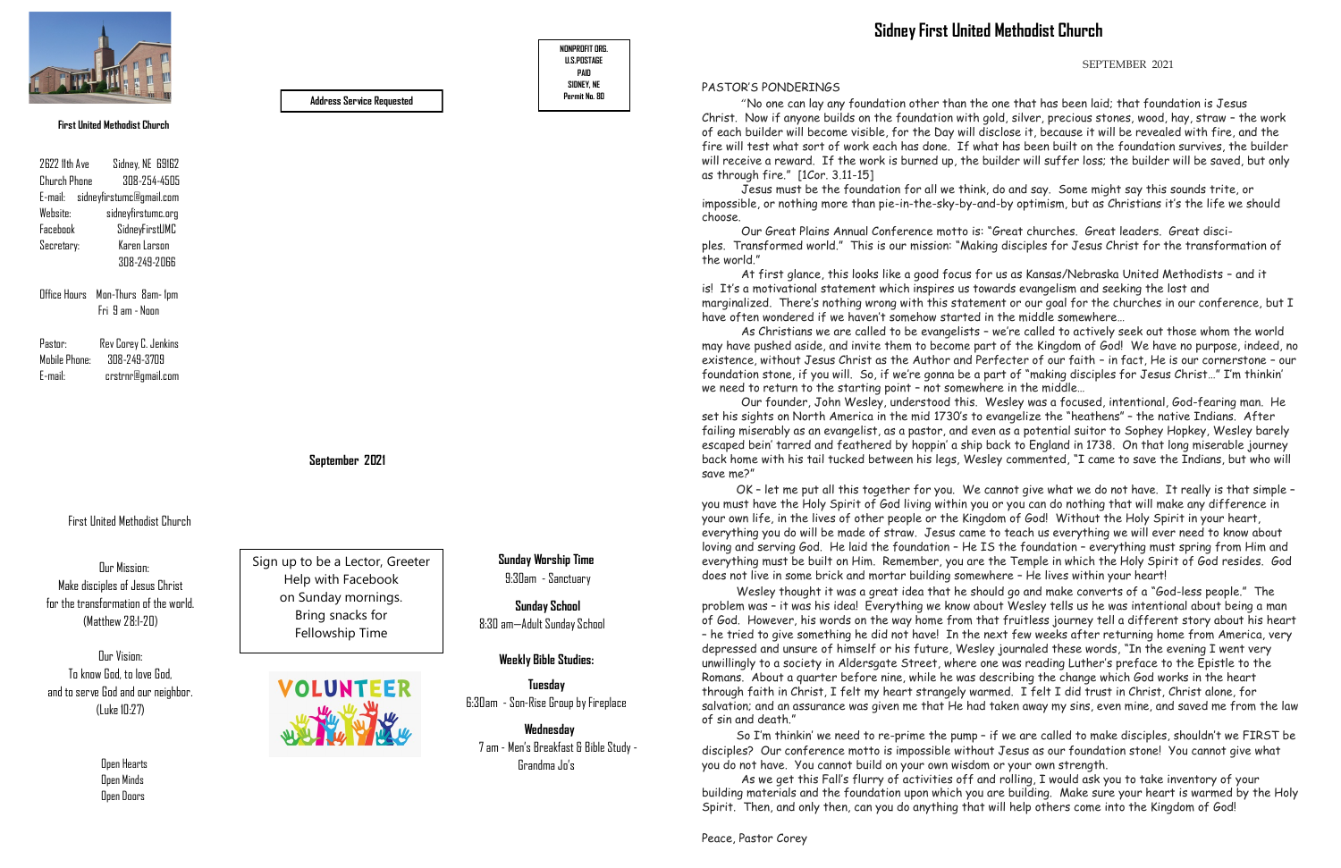**First United Methodist Church**

2622 11th Ave Sidney, NE 69162
Church Phone 308-254-4505
E-mail: sidneyfirstumc@gmail.com
Website: sidneyfirstumc.org
Facebook SidneyFirstUMC
Secretary: Karen Larson
308-249-2066

Office Hours Mon-Thurs 8am- 1pm
Fri 9 am - Noon

Pastor: Rev Corey C. Jenkins
Mobile Phone: 308-249-3709
E-mail: crstrnr@gmail.com

First United Methodist Church

Our Mission:
Make disciples of Jesus Christ
for the transformation of the world.
(Matthew 28:1-20)

Our Vision:
To know God, to love God,
and to serve God and our neighbor.
(Luke 10:27)

Open Hearts
Open Minds
Open Doors

**Address Service Requested**

NONPROFIT ORG.
U.S.POSTAGE
PAID
SIDNEY, NE
Permit No. 80

**September 2021**

Sign up to be a Lector, Greeter
Help with Facebook
on Sunday mornings.
Bring snacks for
Fellowship Time

VOLUNTEER

**Sunday Worship Time**
9:30am - Sanctuary

**Sunday School**
8:30 am—Adult Sunday School

**Weekly Bible Studies:**

**Tuesday**
6:30am - Son-Rise Group by Fireplace

**Wednesday**
7 am - Men's Breakfast & Bible Study - Grandma Jo's

# Sidney First United Methodist Church

SEPTEMBER 2021

## PASTOR'S PONDERINGS

"No one can lay any foundation other than the one that has been laid; that foundation is Jesus Christ. Now if anyone builds on the foundation with gold, silver, precious stones, wood, hay, straw – the work of each builder will become visible, for the Day will disclose it, because it will be revealed with fire, and the fire will test what sort of work each has done. If what has been built on the foundation survives, the builder will receive a reward. If the work is burned up, the builder will suffer loss; the builder will be saved, but only as through fire." [1Cor. 3.11-15]

Jesus must be the foundation for all we think, do and say. Some might say this sounds trite, or impossible, or nothing more than pie-in-the-sky-by-and-by optimism, but as Christians it's the life we should choose.

Our Great Plains Annual Conference motto is: "Great churches. Great leaders. Great disciples. Transformed world." This is our mission: "Making disciples for Jesus Christ for the transformation of the world."

At first glance, this looks like a good focus for us as Kansas/Nebraska United Methodists – and it is! It's a motivational statement which inspires us towards evangelism and seeking the lost and marginalized. There's nothing wrong with this statement or our goal for the churches in our conference, but I have often wondered if we haven't somehow started in the middle somewhere…

As Christians we are called to be evangelists – we're called to actively seek out those whom the world may have pushed aside, and invite them to become part of the Kingdom of God! We have no purpose, indeed, no existence, without Jesus Christ as the Author and Perfecter of our faith – in fact, He is our cornerstone – our foundation stone, if you will. So, if we're gonna be a part of "making disciples for Jesus Christ…" I'm thinkin' we need to return to the starting point – not somewhere in the middle…

Our founder, John Wesley, understood this. Wesley was a focused, intentional, God-fearing man. He set his sights on North America in the mid 1730's to evangelize the "heathens" – the native Indians. After failing miserably as an evangelist, as a pastor, and even as a potential suitor to Sophey Hopkey, Wesley barely escaped bein' tarred and feathered by hoppin' a ship back to England in 1738. On that long miserable journey back home with his tail tucked between his legs, Wesley commented, "I came to save the Indians, but who will save me?"

OK – let me put all this together for you. We cannot give what we do not have. It really is that simple – you must have the Holy Spirit of God living within you or you can do nothing that will make any difference in your own life, in the lives of other people or the Kingdom of God! Without the Holy Spirit in your heart, everything you do will be made of straw. Jesus came to teach us everything we will ever need to know about loving and serving God. He laid the foundation – He IS the foundation – everything must spring from Him and everything must be built on Him. Remember, you are the Temple in which the Holy Spirit of God resides. God does not live in some brick and mortar building somewhere – He lives within your heart!

Wesley thought it was a great idea that he should go and make converts of a "God-less people." The problem was – it was his idea! Everything we know about Wesley tells us he was intentional about being a man of God. However, his words on the way home from that fruitless journey tell a different story about his heart – he tried to give something he did not have! In the next few weeks after returning home from America, very depressed and unsure of himself or his future, Wesley journaled these words, "In the evening I went very unwillingly to a society in Aldersgate Street, where one was reading Luther's preface to the Epistle to the Romans. About a quarter before nine, while he was describing the change which God works in the heart through faith in Christ, I felt my heart strangely warmed. I felt I did trust in Christ, Christ alone, for salvation; and an assurance was given me that He had taken away my sins, even mine, and saved me from the law of sin and death."

So I'm thinkin' we need to re-prime the pump – if we are called to make disciples, shouldn't we FIRST be disciples? Our conference motto is impossible without Jesus as our foundation stone! You cannot give what you do not have. You cannot build on your own wisdom or your own strength.

As we get this Fall's flurry of activities off and rolling, I would ask you to take inventory of your building materials and the foundation upon which you are building. Make sure your heart is warmed by the Holy Spirit. Then, and only then, can you do anything that will help others come into the Kingdom of God!

Peace, Pastor Corey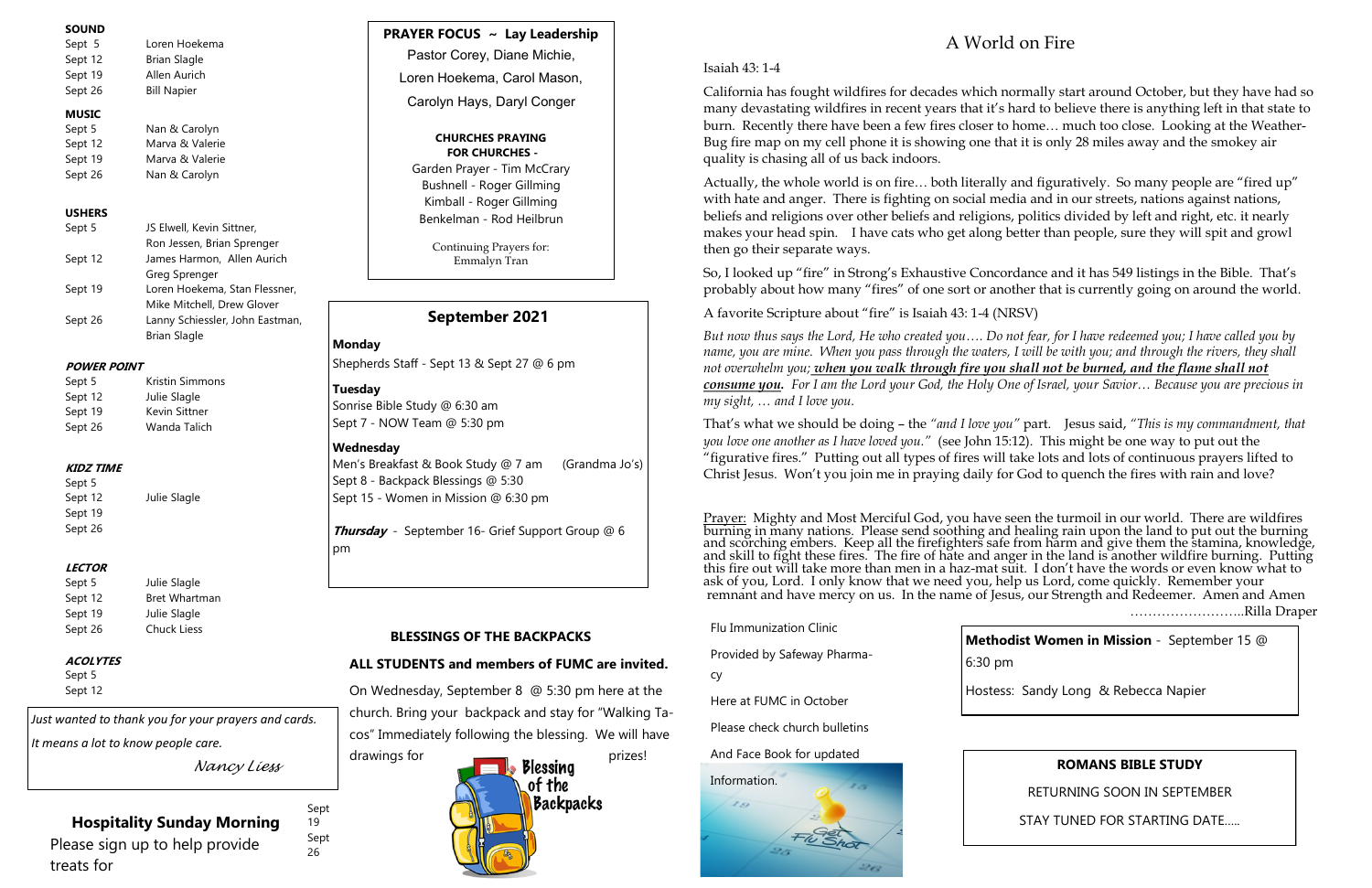### SOUND

| | |
|---|---|
| Sept 5 | Loren Hoekema |
| Sept 12 | Brian Slagle |
| Sept 19 | Allen Aurich |
| Sept 26 | Bill Napier |

### MUSIC

| | |
|---|---|
| Sept 5 | Nan & Carolyn |
| Sept 12 | Marva & Valerie |
| Sept 19 | Marva & Valerie |
| Sept 26 | Nan & Carolyn |

### USHERS

| | |
|---|---|
| Sept 5 | JS Elwell, Kevin Sittner, Ron Jessen, Brian Sprenger |
| Sept 12 | James Harmon, Allen Aurich Greg Sprenger |
| Sept 19 | Loren Hoekema, Stan Flessner, Mike Mitchell, Drew Glover |
| Sept 26 | Lanny Schiessler, John Eastman, Brian Slagle |

### POWER POINT

| | |
|---|---|
| Sept 5 | Kristin Simmons |
| Sept 12 | Julie Slagle |
| Sept 19 | Kevin Sittner |
| Sept 26 | Wanda Talich |

### KIDZ TIME

| | |
|---|---|
| Sept 5 | |
| Sept 12 | Julie Slagle |
| Sept 19 | |
| Sept 26 | |

### LECTOR

| | |
|---|---|
| Sept 5 | Julie Slagle |
| Sept 12 | Bret Whartman |
| Sept 19 | Julie Slagle |
| Sept 26 | Chuck Liess |

### ACOLYTES

Sept 5

Sept 12

*Just wanted to thank you for your prayers and cards.*

*It means a lot to know people care.*

*Nancy Liess*

**Hospitality Sunday Morning**

Please sign up to help provide treats for

Sept 19
Sept 26

**PRAYER FOCUS ~ Lay Leadership**

Pastor Corey, Diane Michie, Loren Hoekema, Carol Mason, Carolyn Hays, Daryl Conger

**CHURCHES PRAYING FOR CHURCHES -**

Garden Prayer - Tim McCrary
Bushnell - Roger Gillming
Kimball - Roger Gillming
Benkelman - Rod Heilbrun

Continuing Prayers for:
Emmalyn Tran

## September 2021

**Monday**

Shepherds Staff - Sept 13 & Sept 27 @ 6 pm

**Tuesday**

Sonrise Bible Study @ 6:30 am
Sept 7 - NOW Team @ 5:30 pm

**Wednesday**

Men's Breakfast & Book Study @ 7 am (Grandma Jo's)
Sept 8 - Backpack Blessings @ 5:30
Sept 15 - Women in Mission @ 6:30 pm

***Thursday*** - September 16- Grief Support Group @ 6 pm

### BLESSINGS OF THE BACKPACKS

**ALL STUDENTS and members of FUMC are invited.**

On Wednesday, September 8 @ 5:30 pm here at the church. Bring your backpack and stay for "Walking Tacos" Immediately following the blessing. We will have drawings for prizes!

Blessing of the Backpacks

# A World on Fire

Isaiah 43: 1-4

California has fought wildfires for decades which normally start around October, but they have had so many devastating wildfires in recent years that it's hard to believe there is anything left in that state to burn. Recently there have been a few fires closer to home… much too close. Looking at the Weather-Bug fire map on my cell phone it is showing one that it is only 28 miles away and the smokey air quality is chasing all of us back indoors.

Actually, the whole world is on fire… both literally and figuratively. So many people are "fired up" with hate and anger. There is fighting on social media and in our streets, nations against nations, beliefs and religions over other beliefs and religions, politics divided by left and right, etc. it nearly makes your head spin. I have cats who get along better than people, sure they will spit and growl then go their separate ways.

So, I looked up "fire" in Strong's Exhaustive Concordance and it has 549 listings in the Bible. That's probably about how many "fires" of one sort or another that is currently going on around the world.

A favorite Scripture about "fire" is Isaiah 43: 1-4 (NRSV)

*But now thus says the Lord, He who created you…. Do not fear, for I have redeemed you; I have called you by name, you are mine. When you pass through the waters, I will be with you; and through the rivers, they shall not overwhelm you;* ***when you walk through fire you shall not be burned, and the flame shall not consume you.*** *For I am the Lord your God, the Holy One of Israel, your Savior… Because you are precious in my sight, … and I love you.*

That's what we should be doing – the *"and I love you"* part. Jesus said, *"This is my commandment, that you love one another as I have loved you."* (see John 15:12). This might be one way to put out the "figurative fires." Putting out all types of fires will take lots and lots of continuous prayers lifted to Christ Jesus. Won't you join me in praying daily for God to quench the fires with rain and love?

Prayer: Mighty and Most Merciful God, you have seen the turmoil in our world. There are wildfires burning in many nations. Please send soothing and healing rain upon the land to put out the burning and scorching embers. Keep all the firefighters safe from harm and give them the stamina, knowledge, and skill to fight these fires. The fire of hate and anger in the land is another wildfire burning. Putting this fire out will take more than men in a haz-mat suit. I don't have the words or even know what to ask of you, Lord. I only know that we need you, help us Lord, come quickly. Remember your remnant and have mercy on us. In the name of Jesus, our Strength and Redeemer. Amen and Amen

……………………..Rilla Draper

Flu Immunization Clinic

Provided by Safeway Pharmacy

Here at FUMC in October

Please check church bulletins

And Face Book for updated Information.

**Methodist Women in Mission** - September 15 @ 6:30 pm

Hostess: Sandy Long & Rebecca Napier

**ROMANS BIBLE STUDY**

RETURNING SOON IN SEPTEMBER

STAY TUNED FOR STARTING DATE…..